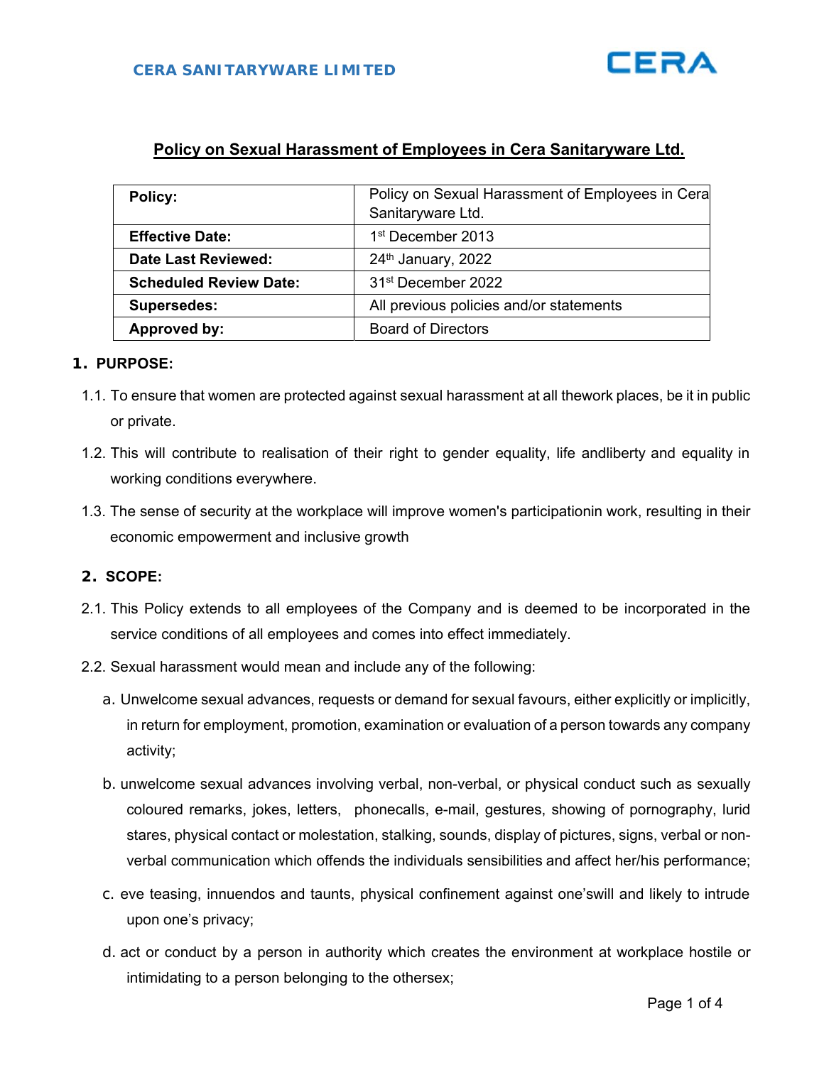CERA SANITARYWARE LIMITED

## Policy on Sexual Harassment of Employees in Cera Sanitaryware Ltd.

| **Policy:** | Policy on Sexual Harassment of Employees in Cera Sanitaryware Ltd. |
|---|---|
| **Effective Date:** | 1st December 2013 |
| **Date Last Reviewed:** | 24th January, 2022 |
| **Scheduled Review Date:** | 31st December 2022 |
| **Supersedes:** | All previous policies and/or statements |
| **Approved by:** | Board of Directors |

### 1. PURPOSE:

1.1. To ensure that women are protected against sexual harassment at all thework places, be it in public or private.

1.2. This will contribute to realisation of their right to gender equality, life andliberty and equality in working conditions everywhere.

1.3. The sense of security at the workplace will improve women's participationin work, resulting in their economic empowerment and inclusive growth

### 2. SCOPE:

2.1. This Policy extends to all employees of the Company and is deemed to be incorporated in the service conditions of all employees and comes into effect immediately.

2.2. Sexual harassment would mean and include any of the following:

a. Unwelcome sexual advances, requests or demand for sexual favours, either explicitly or implicitly, in return for employment, promotion, examination or evaluation of a person towards any company activity;

b. unwelcome sexual advances involving verbal, non-verbal, or physical conduct such as sexually coloured remarks, jokes, letters, phonecalls, e-mail, gestures, showing of pornography, lurid stares, physical contact or molestation, stalking, sounds, display of pictures, signs, verbal or non-verbal communication which offends the individuals sensibilities and affect her/his performance;

c. eve teasing, innuendos and taunts, physical confinement against one'swill and likely to intrude upon one's privacy;

d. act or conduct by a person in authority which creates the environment at workplace hostile or intimidating to a person belonging to the othersex;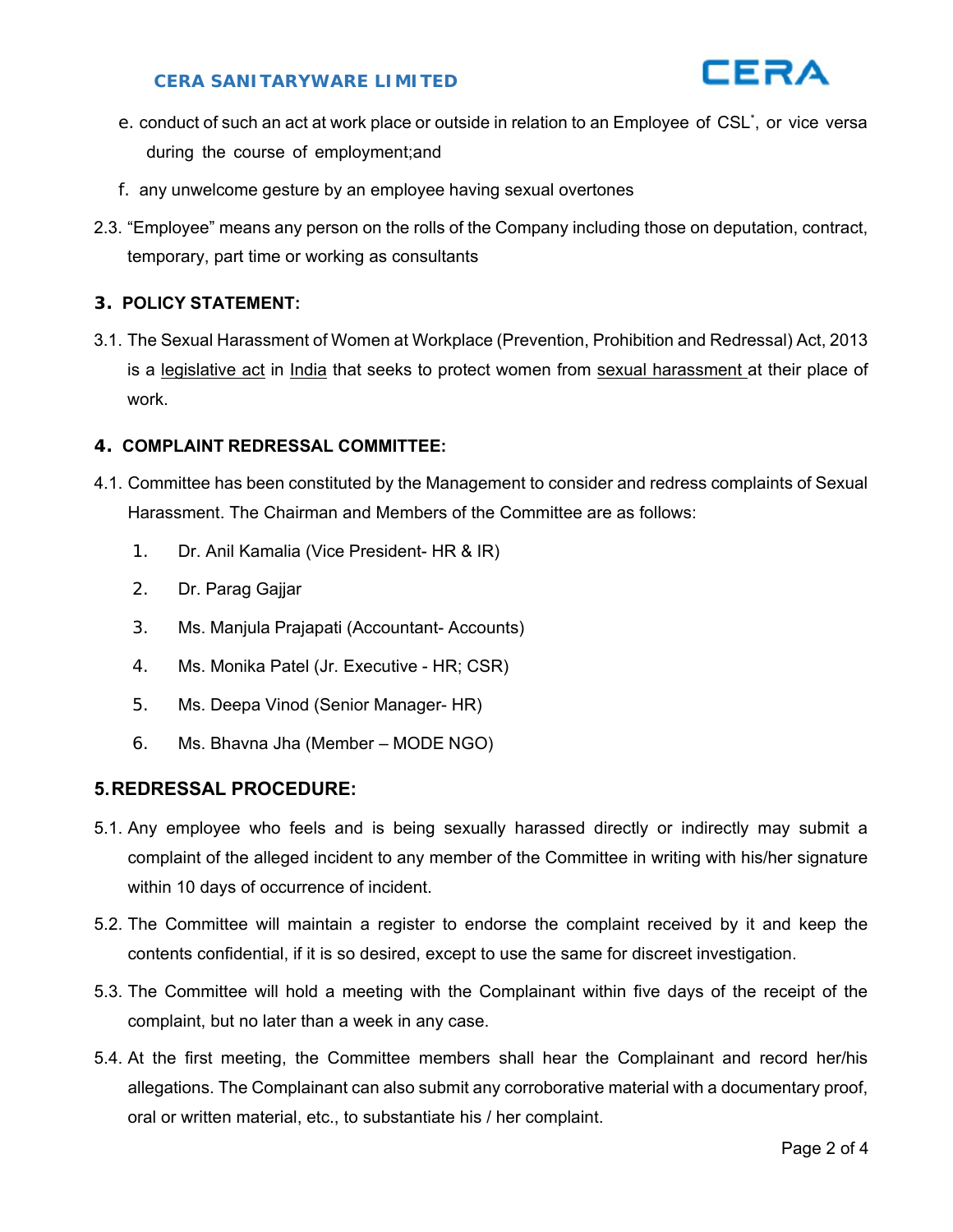e. conduct of such an act at work place or outside in relation to an Employee of CSL*, or vice versa during the course of employment;and

f. any unwelcome gesture by an employee having sexual overtones

2.3. "Employee" means any person on the rolls of the Company including those on deputation, contract, temporary, part time or working as consultants

## 3. POLICY STATEMENT:

3.1. The Sexual Harassment of Women at Workplace (Prevention, Prohibition and Redressal) Act, 2013 is a legislative act in India that seeks to protect women from sexual harassment at their place of work.

## 4. COMPLAINT REDRESSAL COMMITTEE:

4.1. Committee has been constituted by the Management to consider and redress complaints of Sexual Harassment. The Chairman and Members of the Committee are as follows:

1. Dr. Anil Kamalia (Vice President- HR & IR)
2. Dr. Parag Gajjar
3. Ms. Manjula Prajapati (Accountant- Accounts)
4. Ms. Monika Patel (Jr. Executive - HR; CSR)
5. Ms. Deepa Vinod (Senior Manager- HR)
6. Ms. Bhavna Jha (Member – MODE NGO)

## 5. REDRESSAL PROCEDURE:

5.1. Any employee who feels and is being sexually harassed directly or indirectly may submit a complaint of the alleged incident to any member of the Committee in writing with his/her signature within 10 days of occurrence of incident.

5.2. The Committee will maintain a register to endorse the complaint received by it and keep the contents confidential, if it is so desired, except to use the same for discreet investigation.

5.3. The Committee will hold a meeting with the Complainant within five days of the receipt of the complaint, but no later than a week in any case.

5.4. At the first meeting, the Committee members shall hear the Complainant and record her/his allegations. The Complainant can also submit any corroborative material with a documentary proof, oral or written material, etc., to substantiate his / her complaint.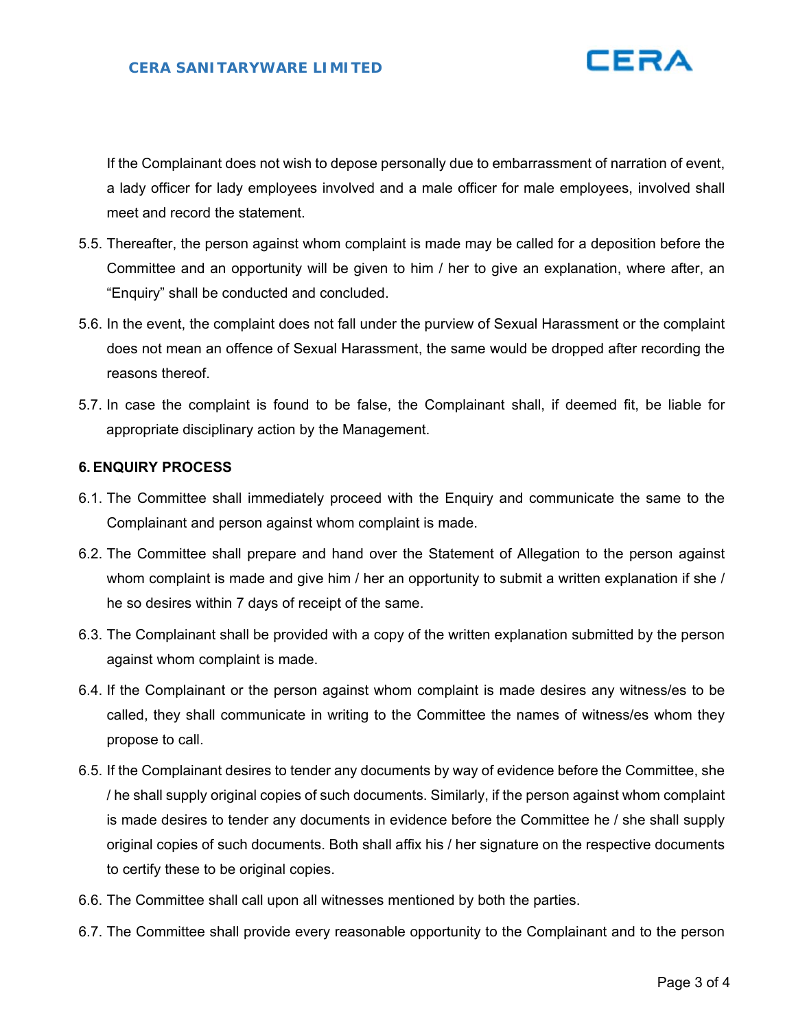If the Complainant does not wish to depose personally due to embarrassment of narration of event, a lady officer for lady employees involved and a male officer for male employees, involved shall meet and record the statement.

5.5. Thereafter, the person against whom complaint is made may be called for a deposition before the Committee and an opportunity will be given to him / her to give an explanation, where after, an "Enquiry" shall be conducted and concluded.

5.6. In the event, the complaint does not fall under the purview of Sexual Harassment or the complaint does not mean an offence of Sexual Harassment, the same would be dropped after recording the reasons thereof.

5.7. In case the complaint is found to be false, the Complainant shall, if deemed fit, be liable for appropriate disciplinary action by the Management.

**6. ENQUIRY PROCESS**

6.1. The Committee shall immediately proceed with the Enquiry and communicate the same to the Complainant and person against whom complaint is made.

6.2. The Committee shall prepare and hand over the Statement of Allegation to the person against whom complaint is made and give him / her an opportunity to submit a written explanation if she / he so desires within 7 days of receipt of the same.

6.3. The Complainant shall be provided with a copy of the written explanation submitted by the person against whom complaint is made.

6.4. If the Complainant or the person against whom complaint is made desires any witness/es to be called, they shall communicate in writing to the Committee the names of witness/es whom they propose to call.

6.5. If the Complainant desires to tender any documents by way of evidence before the Committee, she / he shall supply original copies of such documents. Similarly, if the person against whom complaint is made desires to tender any documents in evidence before the Committee he / she shall supply original copies of such documents. Both shall affix his / her signature on the respective documents to certify these to be original copies.

6.6. The Committee shall call upon all witnesses mentioned by both the parties.

6.7. The Committee shall provide every reasonable opportunity to the Complainant and to the person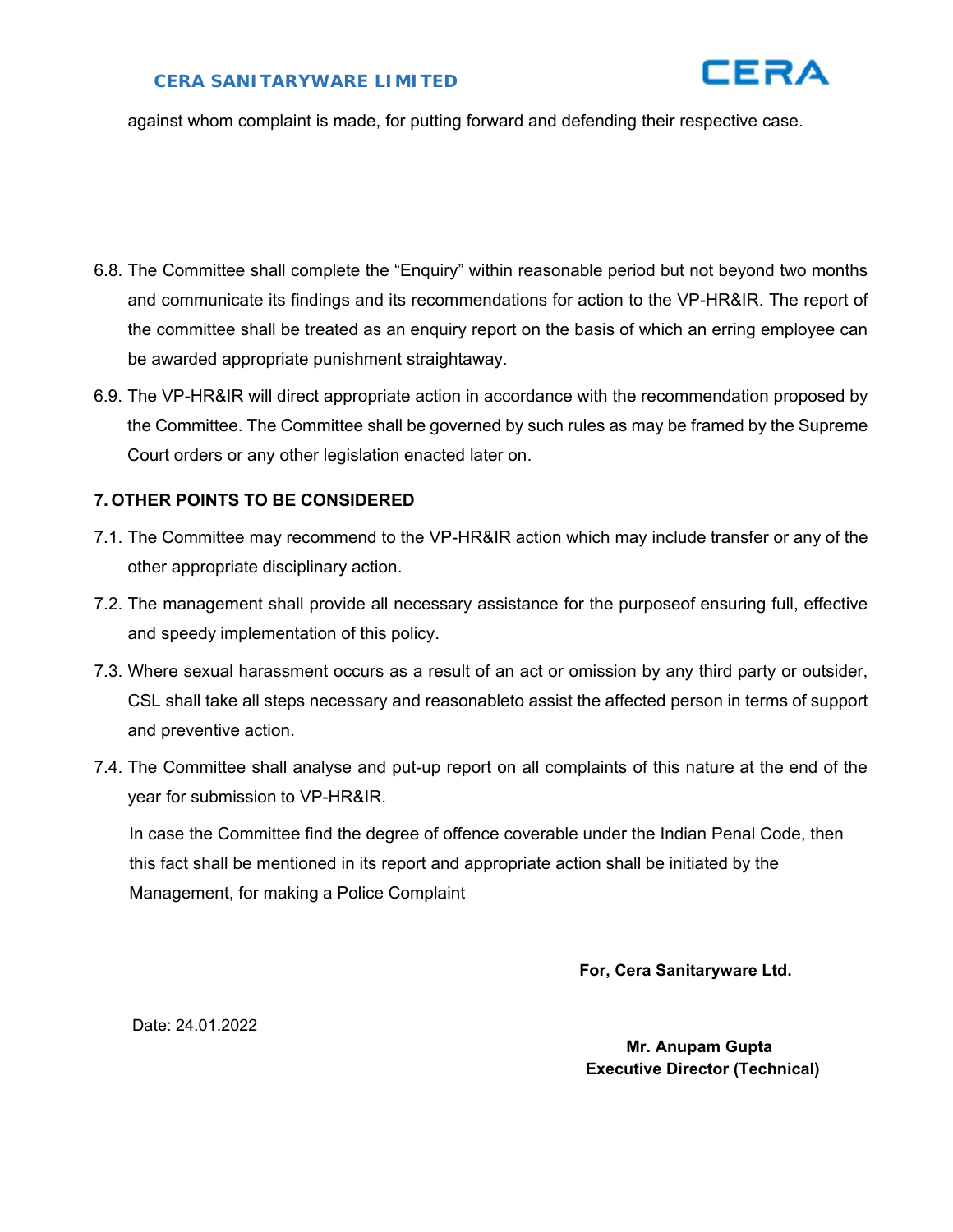against whom complaint is made, for putting forward and defending their respective case.

6.8. The Committee shall complete the "Enquiry" within reasonable period but not beyond two months and communicate its findings and its recommendations for action to the VP-HR&IR. The report of the committee shall be treated as an enquiry report on the basis of which an erring employee can be awarded appropriate punishment straightaway.

6.9. The VP-HR&IR will direct appropriate action in accordance with the recommendation proposed by the Committee. The Committee shall be governed by such rules as may be framed by the Supreme Court orders or any other legislation enacted later on.

**7. OTHER POINTS TO BE CONSIDERED**

7.1. The Committee may recommend to the VP-HR&IR action which may include transfer or any of the other appropriate disciplinary action.

7.2. The management shall provide all necessary assistance for the purposeof ensuring full, effective and speedy implementation of this policy.

7.3. Where sexual harassment occurs as a result of an act or omission by any third party or outsider, CSL shall take all steps necessary and reasonableto assist the affected person in terms of support and preventive action.

7.4. The Committee shall analyse and put-up report on all complaints of this nature at the end of the year for submission to VP-HR&IR.

In case the Committee find the degree of offence coverable under the Indian Penal Code, then this fact shall be mentioned in its report and appropriate action shall be initiated by the Management, for making a Police Complaint

**For, Cera Sanitaryware Ltd.**

Date: 24.01.2022

**Mr. Anupam Gupta**
**Executive Director (Technical)**